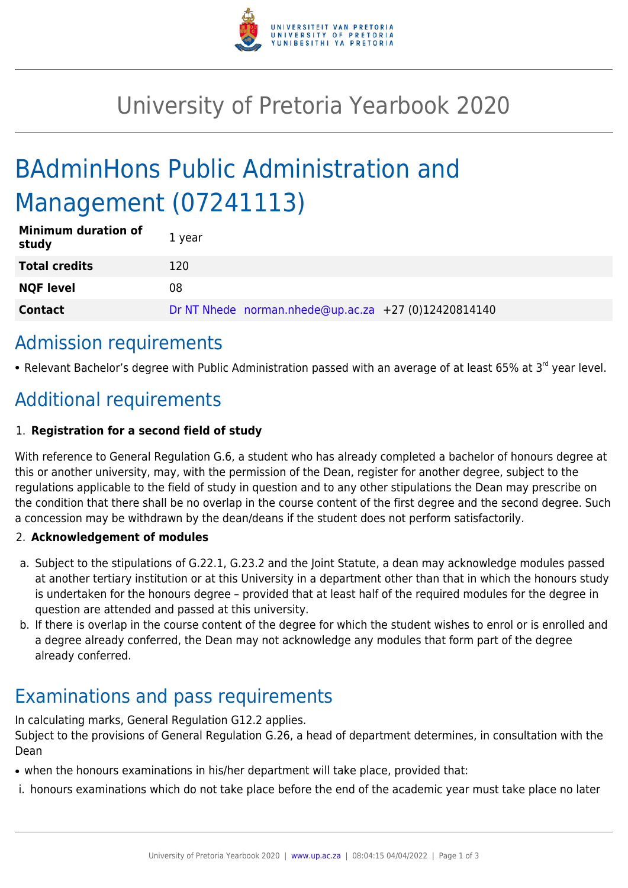# University of Pretoria Yearbook 2020

# BAdminHons Public Administration and Management (07241113)

| | |
|---|---|
| **Minimum duration of study** | 1 year |
| **Total credits** | 120 |
| **NQF level** | 08 |
| **Contact** | Dr NT Nhede norman.nhede@up.ac.za +27 (0)12420814140 |

## Admission requirements

- Relevant Bachelor's degree with Public Administration passed with an average of at least 65% at 3rd year level.

## Additional requirements

1. **Registration for a second field of study**

With reference to General Regulation G.6, a student who has already completed a bachelor of honours degree at this or another university, may, with the permission of the Dean, register for another degree, subject to the regulations applicable to the field of study in question and to any other stipulations the Dean may prescribe on the condition that there shall be no overlap in the course content of the first degree and the second degree. Such a concession may be withdrawn by the dean/deans if the student does not perform satisfactorily.

2. **Acknowledgement of modules**

a. Subject to the stipulations of G.22.1, G.23.2 and the Joint Statute, a dean may acknowledge modules passed at another tertiary institution or at this University in a department other than that in which the honours study is undertaken for the honours degree – provided that at least half of the required modules for the degree in question are attended and passed at this university.
b. If there is overlap in the course content of the degree for which the student wishes to enrol or is enrolled and a degree already conferred, the Dean may not acknowledge any modules that form part of the degree already conferred.

## Examinations and pass requirements

In calculating marks, General Regulation G12.2 applies.
Subject to the provisions of General Regulation G.26, a head of department determines, in consultation with the Dean

- when the honours examinations in his/her department will take place, provided that:

i. honours examinations which do not take place before the end of the academic year must take place no later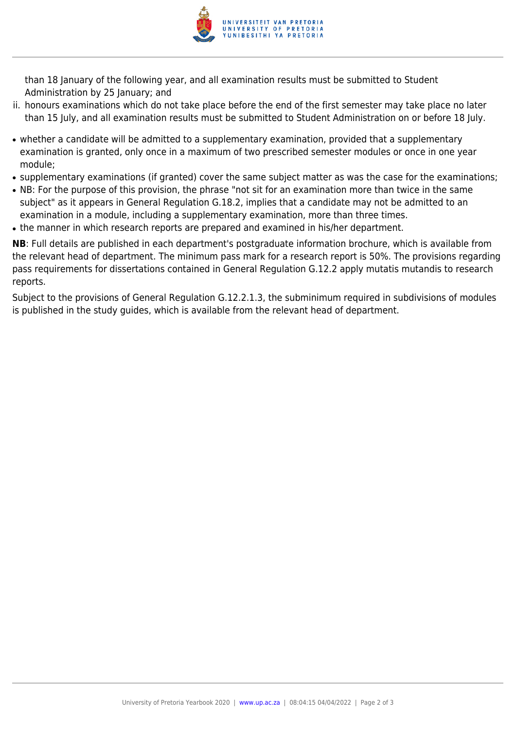than 18 January of the following year, and all examination results must be submitted to Student Administration by 25 January; and

ii. honours examinations which do not take place before the end of the first semester may take place no later than 15 July, and all examination results must be submitted to Student Administration on or before 18 July.

- whether a candidate will be admitted to a supplementary examination, provided that a supplementary examination is granted, only once in a maximum of two prescribed semester modules or once in one year module;
- supplementary examinations (if granted) cover the same subject matter as was the case for the examinations;
- NB: For the purpose of this provision, the phrase "not sit for an examination more than twice in the same subject" as it appears in General Regulation G.18.2, implies that a candidate may not be admitted to an examination in a module, including a supplementary examination, more than three times.
- the manner in which research reports are prepared and examined in his/her department.

**NB**: Full details are published in each department's postgraduate information brochure, which is available from the relevant head of department. The minimum pass mark for a research report is 50%. The provisions regarding pass requirements for dissertations contained in General Regulation G.12.2 apply mutatis mutandis to research reports.

Subject to the provisions of General Regulation G.12.2.1.3, the subminimum required in subdivisions of modules is published in the study guides, which is available from the relevant head of department.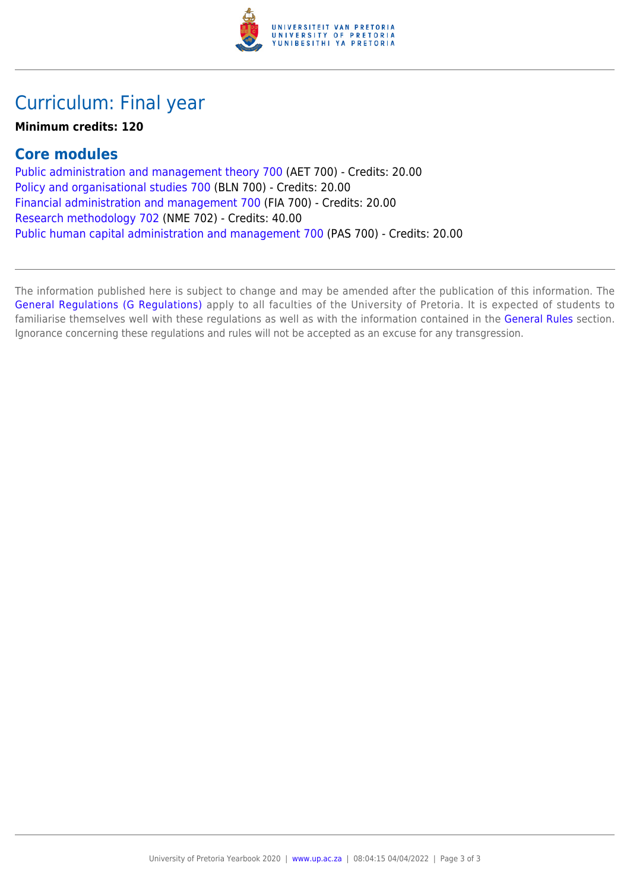## Curriculum: Final year

**Minimum credits: 120**

### Core modules

Public administration and management theory 700 (AET 700) - Credits: 20.00
Policy and organisational studies 700 (BLN 700) - Credits: 20.00
Financial administration and management 700 (FIA 700) - Credits: 20.00
Research methodology 702 (NME 702) - Credits: 40.00
Public human capital administration and management 700 (PAS 700) - Credits: 20.00

The information published here is subject to change and may be amended after the publication of this information. The General Regulations (G Regulations) apply to all faculties of the University of Pretoria. It is expected of students to familiarise themselves well with these regulations as well as with the information contained in the General Rules section. Ignorance concerning these regulations and rules will not be accepted as an excuse for any transgression.